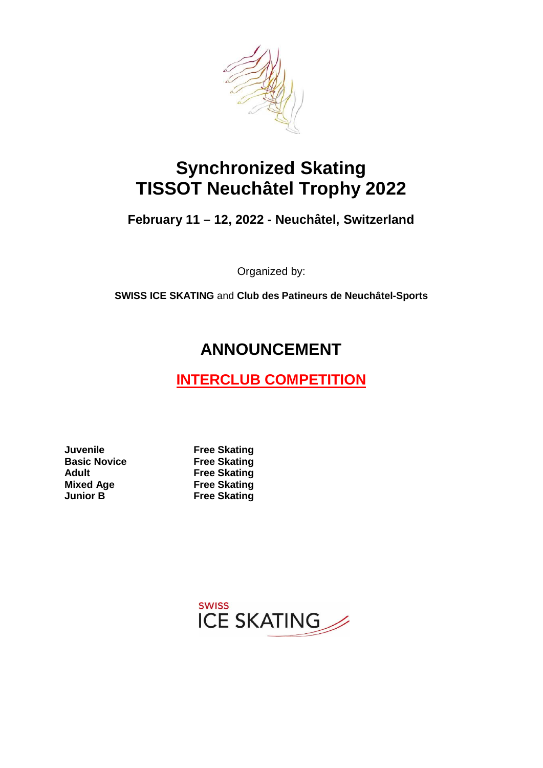# Synchronized Skating
# TISSOT Neuchâtel Trophy 2022

**February 11 – 12, 2022 - Neuchâtel, Switzerland**

Organized by:

**SWISS ICE SKATING** and **Club des Patineurs de Neuchâtel-Sports**

## ANNOUNCEMENT

## INTERCLUB COMPETITION

| | |
|---|---|
| **Juvenile** | **Free Skating** |
| **Basic Novice** | **Free Skating** |
| **Adult** | **Free Skating** |
| **Mixed Age** | **Free Skating** |
| **Junior B** | **Free Skating** |

SWISS ICE SKATING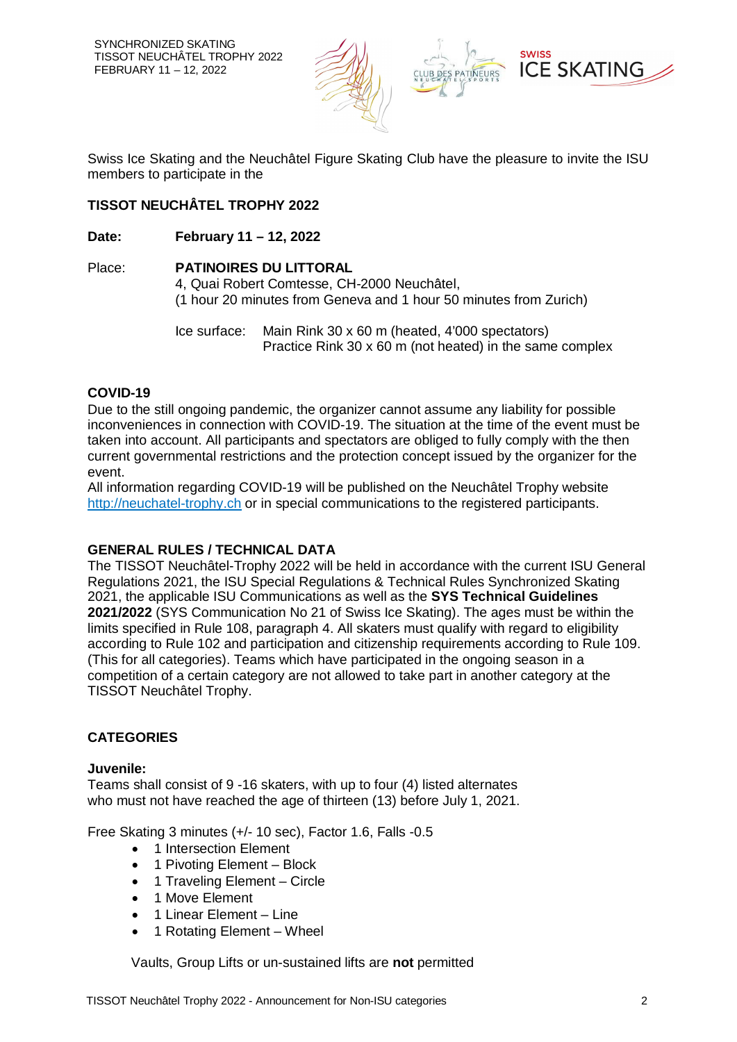Swiss Ice Skating and the Neuchâtel Figure Skating Club have the pleasure to invite the ISU members to participate in the

**TISSOT NEUCHÂTEL TROPHY 2022**

**Date:** **February 11 – 12, 2022**

Place: **PATINOIRES DU LITTORAL**
4, Quai Robert Comtesse, CH-2000 Neuchâtel,
(1 hour 20 minutes from Geneva and 1 hour 50 minutes from Zurich)

Ice surface: Main Rink 30 x 60 m (heated, 4'000 spectators)
Practice Rink 30 x 60 m (not heated) in the same complex

## COVID-19

Due to the still ongoing pandemic, the organizer cannot assume any liability for possible inconveniences in connection with COVID-19. The situation at the time of the event must be taken into account. All participants and spectators are obliged to fully comply with the then current governmental restrictions and the protection concept issued by the organizer for the event.
All information regarding COVID-19 will be published on the Neuchâtel Trophy website http://neuchatel-trophy.ch or in special communications to the registered participants.

## GENERAL RULES / TECHNICAL DATA

The TISSOT Neuchâtel-Trophy 2022 will be held in accordance with the current ISU General Regulations 2021, the ISU Special Regulations & Technical Rules Synchronized Skating 2021, the applicable ISU Communications as well as the **SYS Technical Guidelines 2021/2022** (SYS Communication No 21 of Swiss Ice Skating). The ages must be within the limits specified in Rule 108, paragraph 4. All skaters must qualify with regard to eligibility according to Rule 102 and participation and citizenship requirements according to Rule 109. (This for all categories). Teams which have participated in the ongoing season in a competition of a certain category are not allowed to take part in another category at the TISSOT Neuchâtel Trophy.

## CATEGORIES

**Juvenile:**
Teams shall consist of 9 -16 skaters, with up to four (4) listed alternates who must not have reached the age of thirteen (13) before July 1, 2021.

Free Skating 3 minutes (+/- 10 sec), Factor 1.6, Falls -0.5

- 1 Intersection Element
- 1 Pivoting Element – Block
- 1 Traveling Element – Circle
- 1 Move Element
- 1 Linear Element – Line
- 1 Rotating Element – Wheel

Vaults, Group Lifts or un-sustained lifts are **not** permitted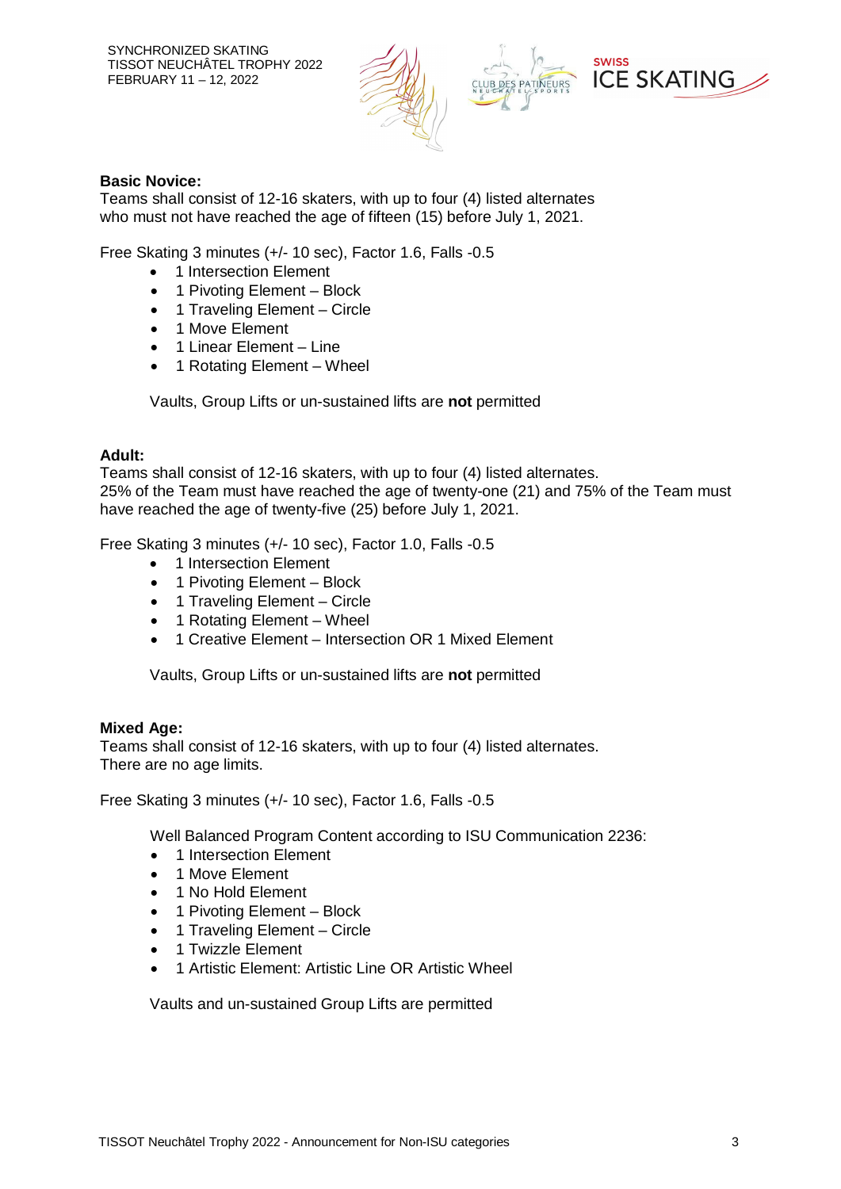**Basic Novice:**
Teams shall consist of 12-16 skaters, with up to four (4) listed alternates who must not have reached the age of fifteen (15) before July 1, 2021.

Free Skating 3 minutes (+/- 10 sec), Factor 1.6, Falls -0.5

- 1 Intersection Element
- 1 Pivoting Element – Block
- 1 Traveling Element – Circle
- 1 Move Element
- 1 Linear Element – Line
- 1 Rotating Element – Wheel

Vaults, Group Lifts or un-sustained lifts are **not** permitted

**Adult:**
Teams shall consist of 12-16 skaters, with up to four (4) listed alternates.
25% of the Team must have reached the age of twenty-one (21) and 75% of the Team must have reached the age of twenty-five (25) before July 1, 2021.

Free Skating 3 minutes (+/- 10 sec), Factor 1.0, Falls -0.5

- 1 Intersection Element
- 1 Pivoting Element – Block
- 1 Traveling Element – Circle
- 1 Rotating Element – Wheel
- 1 Creative Element – Intersection OR 1 Mixed Element

Vaults, Group Lifts or un-sustained lifts are **not** permitted

**Mixed Age:**
Teams shall consist of 12-16 skaters, with up to four (4) listed alternates.
There are no age limits.

Free Skating 3 minutes (+/- 10 sec), Factor 1.6, Falls -0.5

Well Balanced Program Content according to ISU Communication 2236:

- 1 Intersection Element
- 1 Move Element
- 1 No Hold Element
- 1 Pivoting Element – Block
- 1 Traveling Element – Circle
- 1 Twizzle Element
- 1 Artistic Element: Artistic Line OR Artistic Wheel

Vaults and un-sustained Group Lifts are permitted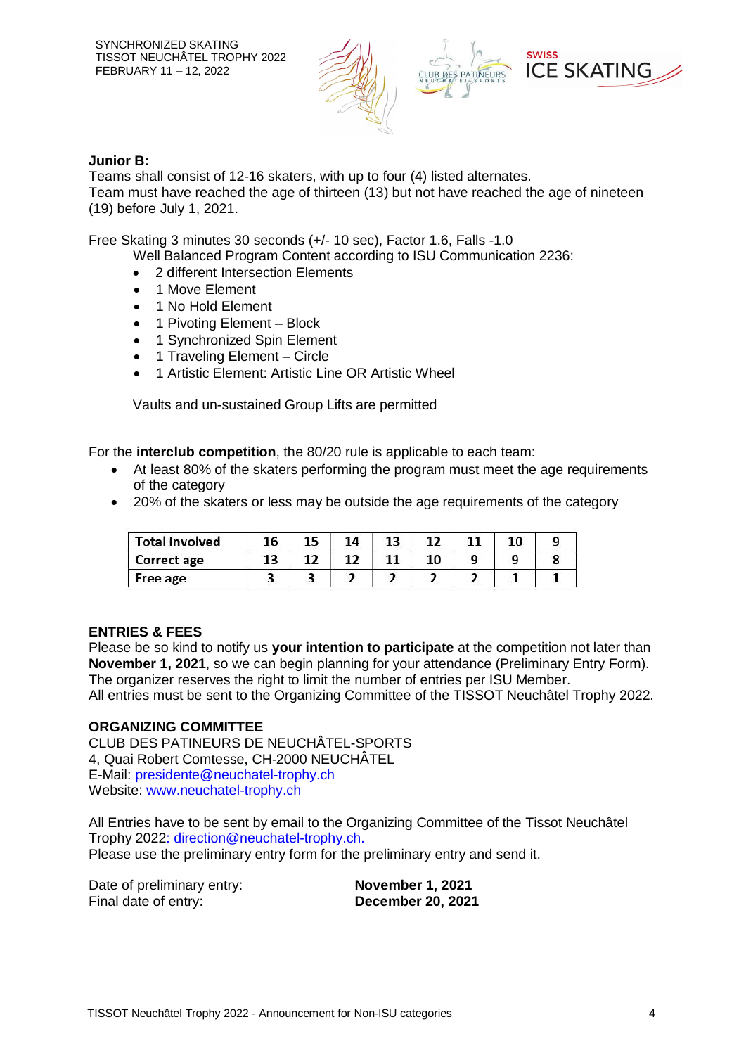**Junior B:**

Teams shall consist of 12-16 skaters, with up to four (4) listed alternates.
Team must have reached the age of thirteen (13) but not have reached the age of nineteen (19) before July 1, 2021.

Free Skating 3 minutes 30 seconds (+/- 10 sec), Factor 1.6, Falls -1.0

Well Balanced Program Content according to ISU Communication 2236:

- 2 different Intersection Elements
- 1 Move Element
- 1 No Hold Element
- 1 Pivoting Element – Block
- 1 Synchronized Spin Element
- 1 Traveling Element – Circle
- 1 Artistic Element: Artistic Line OR Artistic Wheel

Vaults and un-sustained Group Lifts are permitted

For the **interclub competition**, the 80/20 rule is applicable to each team:

- At least 80% of the skaters performing the program must meet the age requirements of the category
- 20% of the skaters or less may be outside the age requirements of the category

| Total involved | 16 | 15 | 14 | 13 | 12 | 11 | 10 | 9 |
|---|---|---|---|---|---|---|---|---|
| Correct age | 13 | 12 | 12 | 11 | 10 | 9 | 9 | 8 |
| Free age | 3 | 3 | 2 | 2 | 2 | 2 | 1 | 1 |

**ENTRIES & FEES**

Please be so kind to notify us **your intention to participate** at the competition not later than **November 1, 2021**, so we can begin planning for your attendance (Preliminary Entry Form).
The organizer reserves the right to limit the number of entries per ISU Member.
All entries must be sent to the Organizing Committee of the TISSOT Neuchâtel Trophy 2022.

**ORGANIZING COMMITTEE**

CLUB DES PATINEURS DE NEUCHÂTEL-SPORTS
4, Quai Robert Comtesse, CH-2000 NEUCHÂTEL
E-Mail: presidente@neuchatel-trophy.ch
Website: www.neuchatel-trophy.ch

All Entries have to be sent by email to the Organizing Committee of the Tissot Neuchâtel Trophy 2022: direction@neuchatel-trophy.ch.
Please use the preliminary entry form for the preliminary entry and send it.

Date of preliminary entry: **November 1, 2021**
Final date of entry: **December 20, 2021**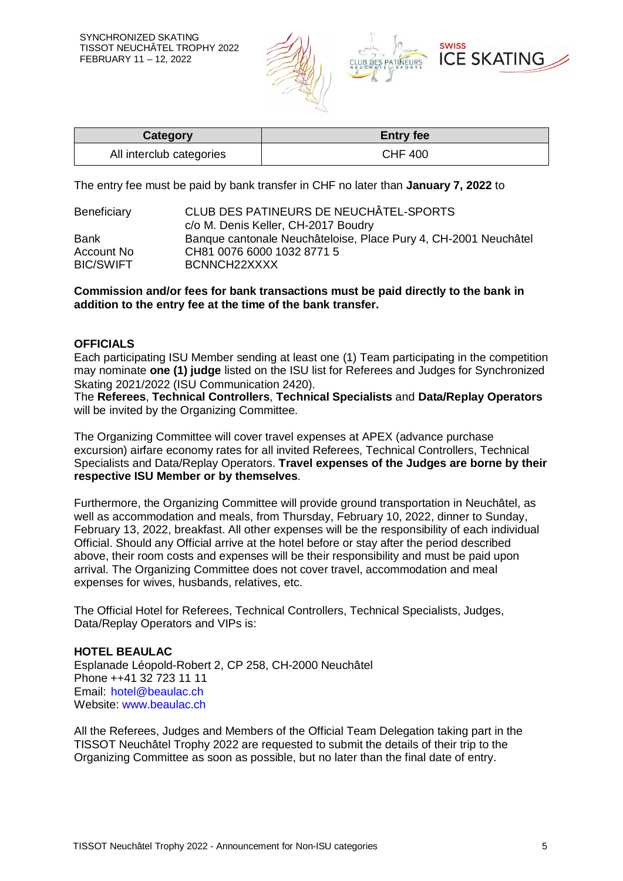| Category | Entry fee |
| --- | --- |
| All interclub categories | CHF 400 |

The entry fee must be paid by bank transfer in CHF no later than **January 7, 2022** to

| | |
| --- | --- |
| Beneficiary | CLUB DES PATINEURS DE NEUCHÂTEL-SPORTS<br>c/o M. Denis Keller, CH-2017 Boudry |
| Bank | Banque cantonale Neuchâteloise, Place Pury 4, CH-2001 Neuchâtel |
| Account No | CH81 0076 6000 1032 8771 5 |
| BIC/SWIFT | BCNNCH22XXXX |

**Commission and/or fees for bank transactions must be paid directly to the bank in addition to the entry fee at the time of the bank transfer.**

## OFFICIALS

Each participating ISU Member sending at least one (1) Team participating in the competition may nominate **one (1) judge** listed on the ISU list for Referees and Judges for Synchronized Skating 2021/2022 (ISU Communication 2420).
The **Referees**, **Technical Controllers**, **Technical Specialists** and **Data/Replay Operators** will be invited by the Organizing Committee.

The Organizing Committee will cover travel expenses at APEX (advance purchase excursion) airfare economy rates for all invited Referees, Technical Controllers, Technical Specialists and Data/Replay Operators. **Travel expenses of the Judges are borne by their respective ISU Member or by themselves**.

Furthermore, the Organizing Committee will provide ground transportation in Neuchâtel, as well as accommodation and meals, from Thursday, February 10, 2022, dinner to Sunday, February 13, 2022, breakfast. All other expenses will be the responsibility of each individual Official. Should any Official arrive at the hotel before or stay after the period described above, their room costs and expenses will be their responsibility and must be paid upon arrival. The Organizing Committee does not cover travel, accommodation and meal expenses for wives, husbands, relatives, etc.

The Official Hotel for Referees, Technical Controllers, Technical Specialists, Judges, Data/Replay Operators and VIPs is:

**HOTEL BEAULAC**
Esplanade Léopold-Robert 2, CP 258, CH-2000 Neuchâtel
Phone ++41 32 723 11 11
Email: hotel@beaulac.ch
Website: www.beaulac.ch

All the Referees, Judges and Members of the Official Team Delegation taking part in the TISSOT Neuchâtel Trophy 2022 are requested to submit the details of their trip to the Organizing Committee as soon as possible, but no later than the final date of entry.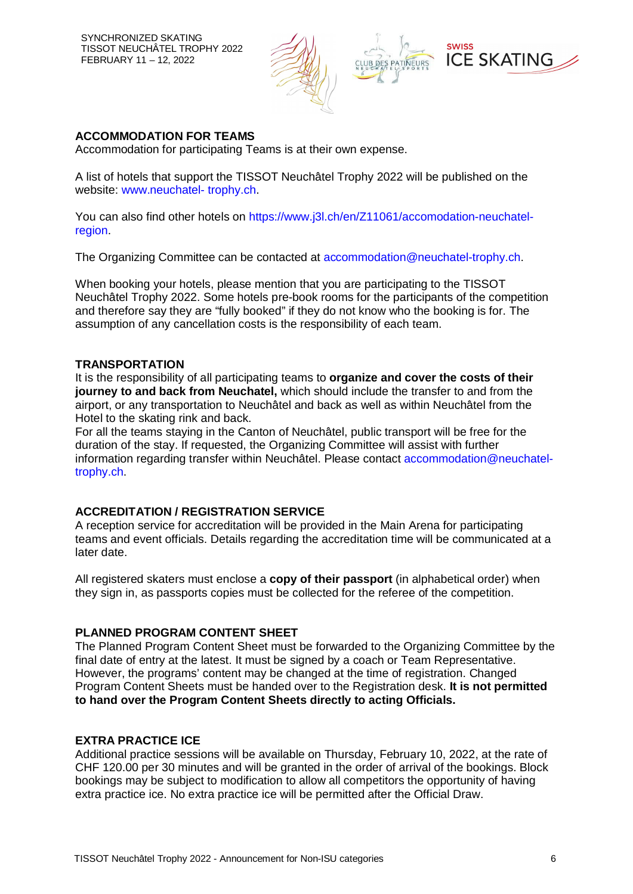## ACCOMMODATION FOR TEAMS

Accommodation for participating Teams is at their own expense.

A list of hotels that support the TISSOT Neuchâtel Trophy 2022 will be published on the website: www.neuchatel- trophy.ch.

You can also find other hotels on https://www.j3l.ch/en/Z11061/accomodation-neuchatel-region.

The Organizing Committee can be contacted at accommodation@neuchatel-trophy.ch.

When booking your hotels, please mention that you are participating to the TISSOT Neuchâtel Trophy 2022. Some hotels pre-book rooms for the participants of the competition and therefore say they are "fully booked" if they do not know who the booking is for. The assumption of any cancellation costs is the responsibility of each team.

## TRANSPORTATION

It is the responsibility of all participating teams to **organize and cover the costs of their journey to and back from Neuchatel,** which should include the transfer to and from the airport, or any transportation to Neuchâtel and back as well as within Neuchâtel from the Hotel to the skating rink and back.
For all the teams staying in the Canton of Neuchâtel, public transport will be free for the duration of the stay. If requested, the Organizing Committee will assist with further information regarding transfer within Neuchâtel. Please contact accommodation@neuchatel-trophy.ch.

## ACCREDITATION / REGISTRATION SERVICE

A reception service for accreditation will be provided in the Main Arena for participating teams and event officials. Details regarding the accreditation time will be communicated at a later date.

All registered skaters must enclose a **copy of their passport** (in alphabetical order) when they sign in, as passports copies must be collected for the referee of the competition.

## PLANNED PROGRAM CONTENT SHEET

The Planned Program Content Sheet must be forwarded to the Organizing Committee by the final date of entry at the latest. It must be signed by a coach or Team Representative. However, the programs' content may be changed at the time of registration. Changed Program Content Sheets must be handed over to the Registration desk. **It is not permitted to hand over the Program Content Sheets directly to acting Officials.**

## EXTRA PRACTICE ICE

Additional practice sessions will be available on Thursday, February 10, 2022, at the rate of CHF 120.00 per 30 minutes and will be granted in the order of arrival of the bookings. Block bookings may be subject to modification to allow all competitors the opportunity of having extra practice ice. No extra practice ice will be permitted after the Official Draw.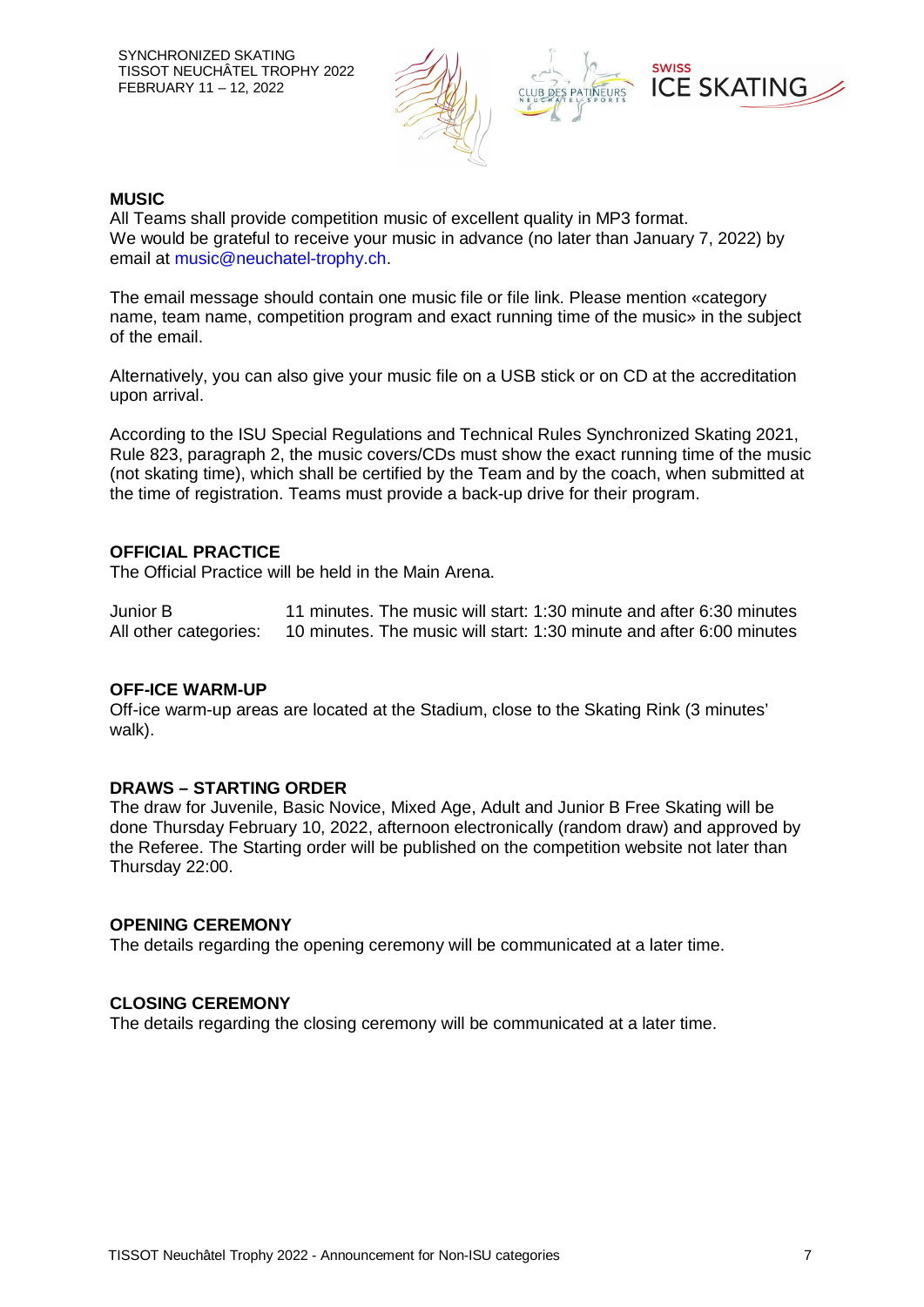## MUSIC

All Teams shall provide competition music of excellent quality in MP3 format.
We would be grateful to receive your music in advance (no later than January 7, 2022) by email at music@neuchatel-trophy.ch.

The email message should contain one music file or file link. Please mention «category name, team name, competition program and exact running time of the music» in the subject of the email.

Alternatively, you can also give your music file on a USB stick or on CD at the accreditation upon arrival.

According to the ISU Special Regulations and Technical Rules Synchronized Skating 2021, Rule 823, paragraph 2, the music covers/CDs must show the exact running time of the music (not skating time), which shall be certified by the Team and by the coach, when submitted at the time of registration. Teams must provide a back-up drive for their program.

## OFFICIAL PRACTICE

The Official Practice will be held in the Main Arena.

| | |
|---|---|
| Junior B | 11 minutes. The music will start: 1:30 minute and after 6:30 minutes |
| All other categories: | 10 minutes. The music will start: 1:30 minute and after 6:00 minutes |

## OFF-ICE WARM-UP

Off-ice warm-up areas are located at the Stadium, close to the Skating Rink (3 minutes' walk).

## DRAWS – STARTING ORDER

The draw for Juvenile, Basic Novice, Mixed Age, Adult and Junior B Free Skating will be done Thursday February 10, 2022, afternoon electronically (random draw) and approved by the Referee. The Starting order will be published on the competition website not later than Thursday 22:00.

## OPENING CEREMONY

The details regarding the opening ceremony will be communicated at a later time.

## CLOSING CEREMONY

The details regarding the closing ceremony will be communicated at a later time.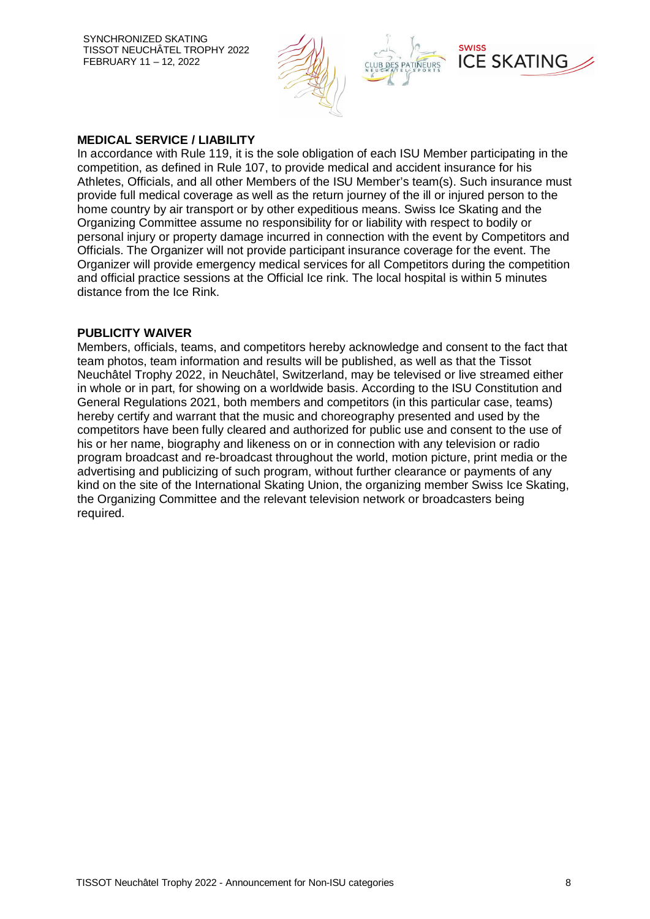## MEDICAL SERVICE / LIABILITY

In accordance with Rule 119, it is the sole obligation of each ISU Member participating in the competition, as defined in Rule 107, to provide medical and accident insurance for his Athletes, Officials, and all other Members of the ISU Member's team(s). Such insurance must provide full medical coverage as well as the return journey of the ill or injured person to the home country by air transport or by other expeditious means. Swiss Ice Skating and the Organizing Committee assume no responsibility for or liability with respect to bodily or personal injury or property damage incurred in connection with the event by Competitors and Officials. The Organizer will not provide participant insurance coverage for the event. The Organizer will provide emergency medical services for all Competitors during the competition and official practice sessions at the Official Ice rink. The local hospital is within 5 minutes distance from the Ice Rink.

## PUBLICITY WAIVER

Members, officials, teams, and competitors hereby acknowledge and consent to the fact that team photos, team information and results will be published, as well as that the Tissot Neuchâtel Trophy 2022, in Neuchâtel, Switzerland, may be televised or live streamed either in whole or in part, for showing on a worldwide basis. According to the ISU Constitution and General Regulations 2021, both members and competitors (in this particular case, teams) hereby certify and warrant that the music and choreography presented and used by the competitors have been fully cleared and authorized for public use and consent to the use of his or her name, biography and likeness on or in connection with any television or radio program broadcast and re-broadcast throughout the world, motion picture, print media or the advertising and publicizing of such program, without further clearance or payments of any kind on the site of the International Skating Union, the organizing member Swiss Ice Skating, the Organizing Committee and the relevant television network or broadcasters being required.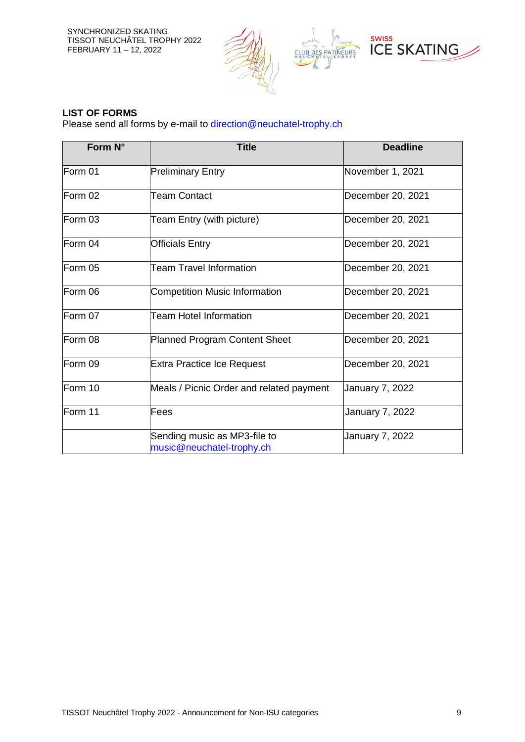## LIST OF FORMS

Please send all forms by e-mail to direction@neuchatel-trophy.ch

| Form N° | Title | Deadline |
|---|---|---|
| Form 01 | Preliminary Entry | November 1, 2021 |
| Form 02 | Team Contact | December 20, 2021 |
| Form 03 | Team Entry (with picture) | December 20, 2021 |
| Form 04 | Officials Entry | December 20, 2021 |
| Form 05 | Team Travel Information | December 20, 2021 |
| Form 06 | Competition Music Information | December 20, 2021 |
| Form 07 | Team Hotel Information | December 20, 2021 |
| Form 08 | Planned Program Content Sheet | December 20, 2021 |
| Form 09 | Extra Practice Ice Request | December 20, 2021 |
| Form 10 | Meals / Picnic Order and related payment | January 7, 2022 |
| Form 11 | Fees | January 7, 2022 |
| | Sending music as MP3-file to music@neuchatel-trophy.ch | January 7, 2022 |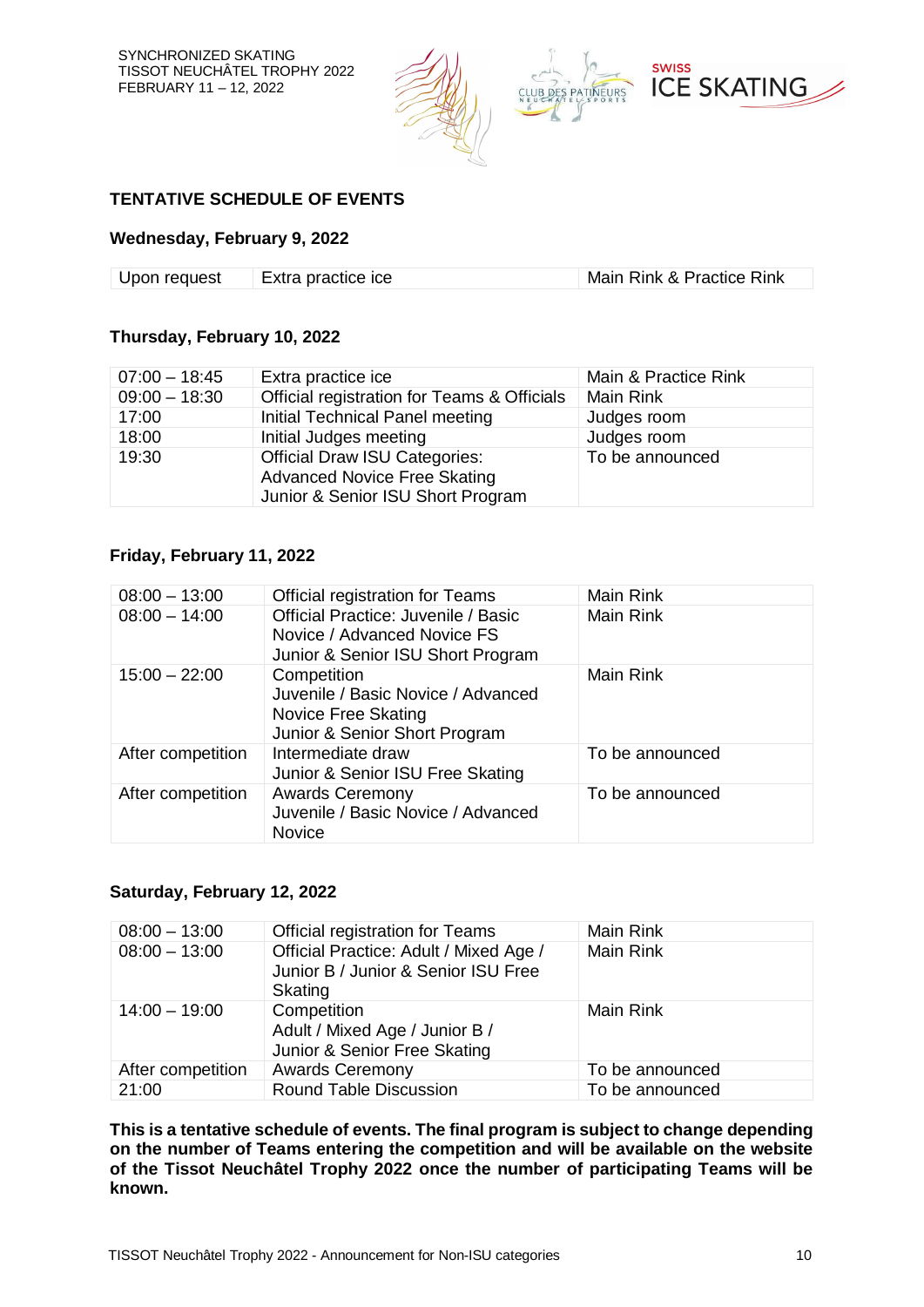SYNCHRONIZED SKATING
TISSOT NEUCHÂTEL TROPHY 2022
FEBRUARY 11 – 12, 2022

## TENTATIVE SCHEDULE OF EVENTS

### Wednesday, February 9, 2022

| | | |
|---|---|---|
| Upon request | Extra practice ice | Main Rink & Practice Rink |

### Thursday, February 10, 2022

| | | |
|---|---|---|
| 07:00 – 18:45 | Extra practice ice | Main & Practice Rink |
| 09:00 – 18:30 | Official registration for Teams & Officials | Main Rink |
| 17:00 | Initial Technical Panel meeting | Judges room |
| 18:00 | Initial Judges meeting | Judges room |
| 19:30 | Official Draw ISU Categories: Advanced Novice Free Skating Junior & Senior ISU Short Program | To be announced |

### Friday, February 11, 2022

| | | |
|---|---|---|
| 08:00 – 13:00 | Official registration for Teams | Main Rink |
| 08:00 – 14:00 | Official Practice: Juvenile / Basic Novice / Advanced Novice FS Junior & Senior ISU Short Program | Main Rink |
| 15:00 – 22:00 | Competition Juvenile / Basic Novice / Advanced Novice Free Skating Junior & Senior Short Program | Main Rink |
| After competition | Intermediate draw Junior & Senior ISU Free Skating | To be announced |
| After competition | Awards Ceremony Juvenile / Basic Novice / Advanced Novice | To be announced |

### Saturday, February 12, 2022

| | | |
|---|---|---|
| 08:00 – 13:00 | Official registration for Teams | Main Rink |
| 08:00 – 13:00 | Official Practice: Adult / Mixed Age / Junior B / Junior & Senior ISU Free Skating | Main Rink |
| 14:00 – 19:00 | Competition Adult / Mixed Age / Junior B / Junior & Senior Free Skating | Main Rink |
| After competition | Awards Ceremony | To be announced |
| 21:00 | Round Table Discussion | To be announced |

**This is a tentative schedule of events. The final program is subject to change depending on the number of Teams entering the competition and will be available on the website of the Tissot Neuchâtel Trophy 2022 once the number of participating Teams will be known.**